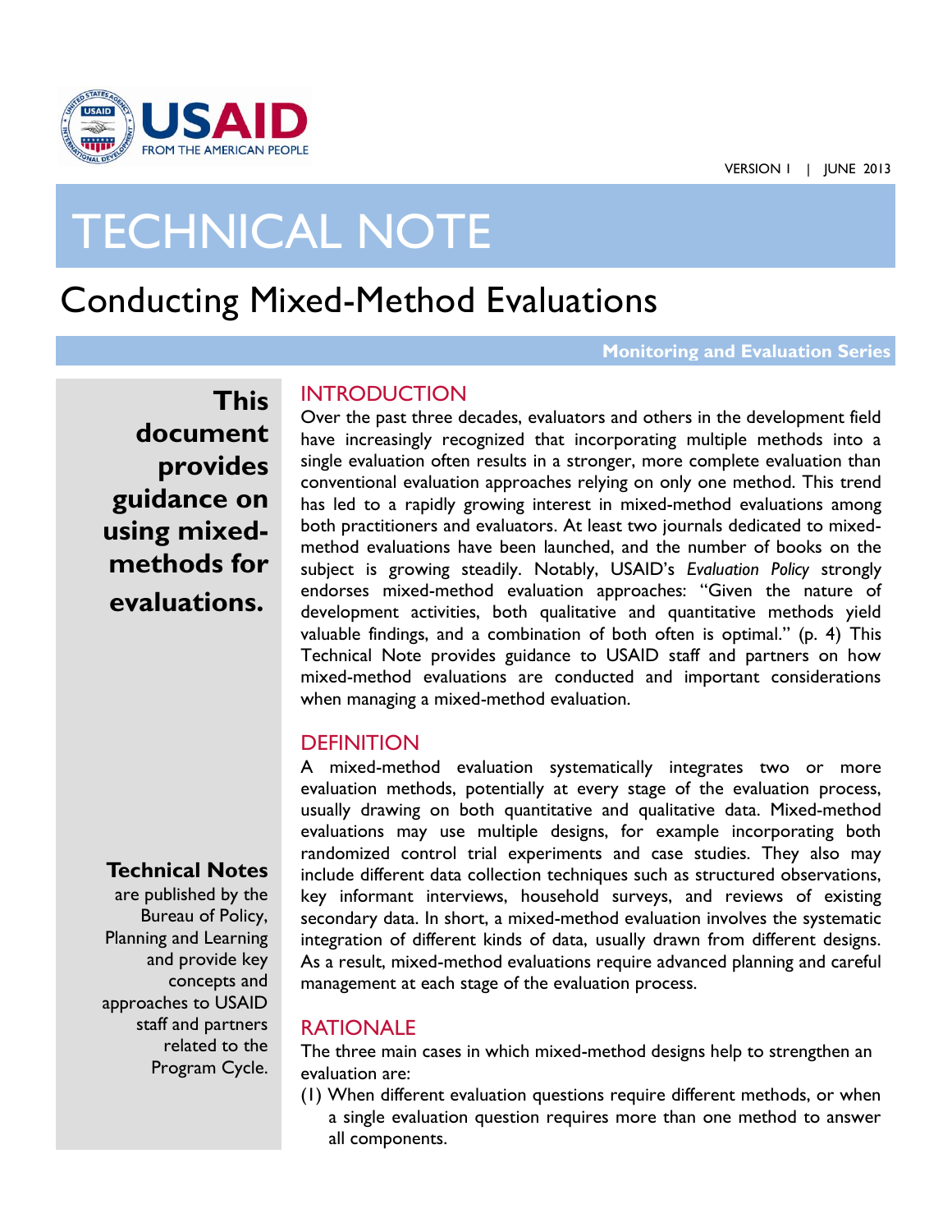USAID FROM THE AMERICAN PEOPLE

VERSION 1 | JUNE 2013

# TECHNICAL NOTE

## Conducting Mixed-Method Evaluations

**Monitoring and Evaluation Series**

**This document provides guidance on using mixed-methods for evaluations.**

### INTRODUCTION

Over the past three decades, evaluators and others in the development field have increasingly recognized that incorporating multiple methods into a single evaluation often results in a stronger, more complete evaluation than conventional evaluation approaches relying on only one method. This trend has led to a rapidly growing interest in mixed-method evaluations among both practitioners and evaluators. At least two journals dedicated to mixed-method evaluations have been launched, and the number of books on the subject is growing steadily. Notably, USAID's *Evaluation Policy* strongly endorses mixed-method evaluation approaches: "Given the nature of development activities, both qualitative and quantitative methods yield valuable findings, and a combination of both often is optimal." (p. 4) This Technical Note provides guidance to USAID staff and partners on how mixed-method evaluations are conducted and important considerations when managing a mixed-method evaluation.

### DEFINITION

A mixed-method evaluation systematically integrates two or more evaluation methods, potentially at every stage of the evaluation process, usually drawing on both quantitative and qualitative data. Mixed-method evaluations may use multiple designs, for example incorporating both randomized control trial experiments and case studies. They also may include different data collection techniques such as structured observations, key informant interviews, household surveys, and reviews of existing secondary data. In short, a mixed-method evaluation involves the systematic integration of different kinds of data, usually drawn from different designs. As a result, mixed-method evaluations require advanced planning and careful management at each stage of the evaluation process.

### RATIONALE

The three main cases in which mixed-method designs help to strengthen an evaluation are:

(1) When different evaluation questions require different methods, or when a single evaluation question requires more than one method to answer all components.

**Technical Notes** are published by the Bureau of Policy, Planning and Learning and provide key concepts and approaches to USAID staff and partners related to the Program Cycle.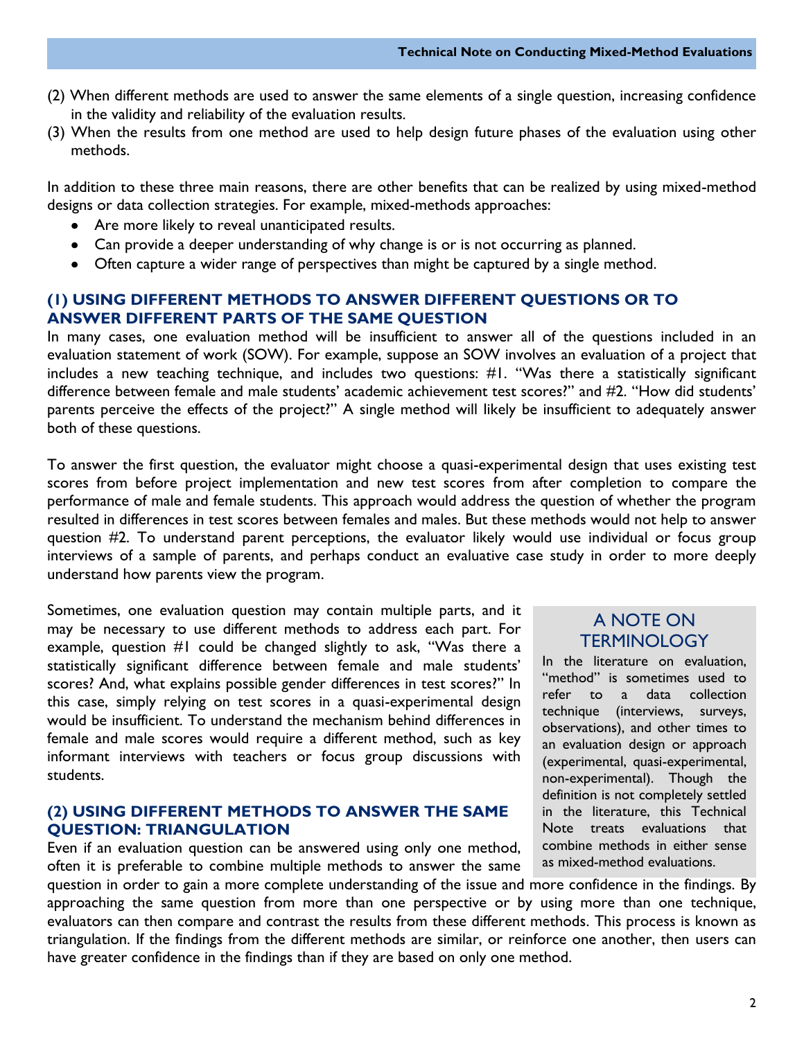(2) When different methods are used to answer the same elements of a single question, increasing confidence in the validity and reliability of the evaluation results.

(3) When the results from one method are used to help design future phases of the evaluation using other methods.

In addition to these three main reasons, there are other benefits that can be realized by using mixed-method designs or data collection strategies. For example, mixed-methods approaches:

- Are more likely to reveal unanticipated results.
- Can provide a deeper understanding of why change is or is not occurring as planned.
- Often capture a wider range of perspectives than might be captured by a single method.

## (1) USING DIFFERENT METHODS TO ANSWER DIFFERENT QUESTIONS OR TO ANSWER DIFFERENT PARTS OF THE SAME QUESTION

In many cases, one evaluation method will be insufficient to answer all of the questions included in an evaluation statement of work (SOW). For example, suppose an SOW involves an evaluation of a project that includes a new teaching technique, and includes two questions: #1. "Was there a statistically significant difference between female and male students' academic achievement test scores?" and #2. "How did students' parents perceive the effects of the project?" A single method will likely be insufficient to adequately answer both of these questions.

To answer the first question, the evaluator might choose a quasi-experimental design that uses existing test scores from before project implementation and new test scores from after completion to compare the performance of male and female students. This approach would address the question of whether the program resulted in differences in test scores between females and males. But these methods would not help to answer question #2. To understand parent perceptions, the evaluator likely would use individual or focus group interviews of a sample of parents, and perhaps conduct an evaluative case study in order to more deeply understand how parents view the program.

Sometimes, one evaluation question may contain multiple parts, and it may be necessary to use different methods to address each part. For example, question #1 could be changed slightly to ask, "Was there a statistically significant difference between female and male students' scores? And, what explains possible gender differences in test scores?" In this case, simply relying on test scores in a quasi-experimental design would be insufficient. To understand the mechanism behind differences in female and male scores would require a different method, such as key informant interviews with teachers or focus group discussions with students.

> **A NOTE ON TERMINOLOGY**
>
> In the literature on evaluation, "method" is sometimes used to refer to a data collection technique (interviews, surveys, observations), and other times to an evaluation design or approach (experimental, quasi-experimental, non-experimental). Though the definition is not completely settled in the literature, this Technical Note treats evaluations that combine methods in either sense as mixed-method evaluations.

## (2) USING DIFFERENT METHODS TO ANSWER THE SAME QUESTION: TRIANGULATION

Even if an evaluation question can be answered using only one method, often it is preferable to combine multiple methods to answer the same question in order to gain a more complete understanding of the issue and more confidence in the findings. By approaching the same question from more than one perspective or by using more than one technique, evaluators can then compare and contrast the results from these different methods. This process is known as triangulation. If the findings from the different methods are similar, or reinforce one another, then users can have greater confidence in the findings than if they are based on only one method.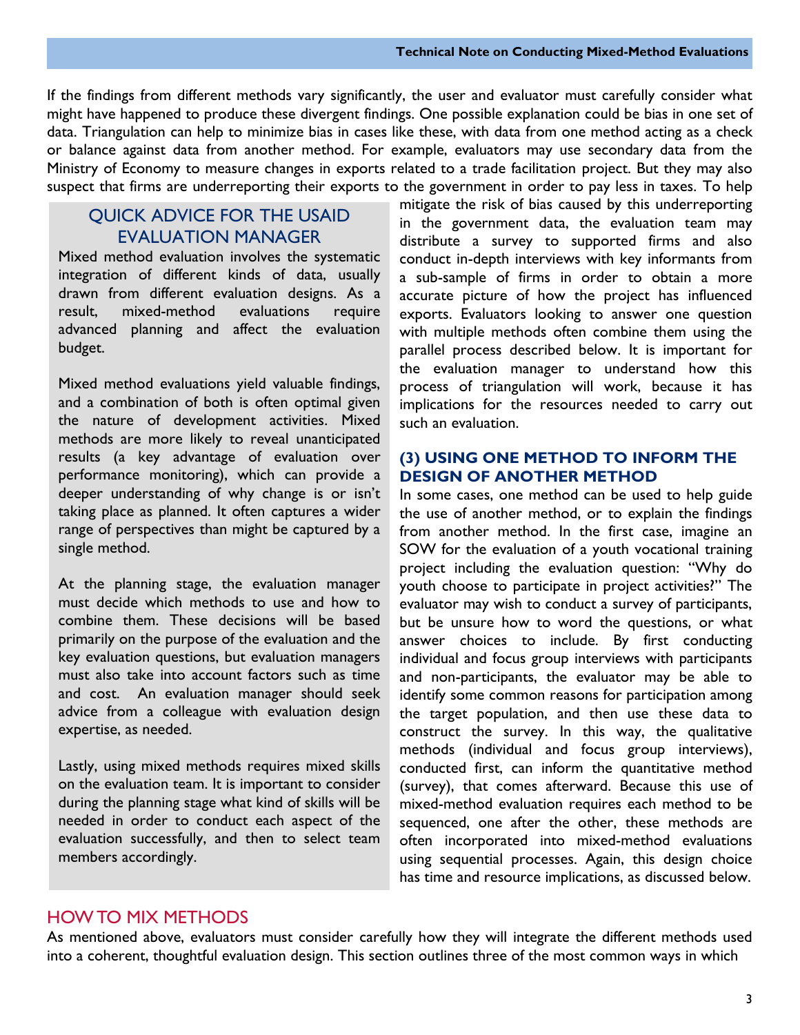If the findings from different methods vary significantly, the user and evaluator must carefully consider what might have happened to produce these divergent findings. One possible explanation could be bias in one set of data. Triangulation can help to minimize bias in cases like these, with data from one method acting as a check or balance against data from another method. For example, evaluators may use secondary data from the Ministry of Economy to measure changes in exports related to a trade facilitation project. But they may also suspect that firms are underreporting their exports to the government in order to pay less in taxes. To help mitigate the risk of bias caused by this underreporting in the government data, the evaluation team may distribute a survey to supported firms and also conduct in-depth interviews with key informants from a sub-sample of firms in order to obtain a more accurate picture of how the project has influenced exports. Evaluators looking to answer one question with multiple methods often combine them using the parallel process described below. It is important for the evaluation manager to understand how this process of triangulation will work, because it has implications for the resources needed to carry out such an evaluation.

> **QUICK ADVICE FOR THE USAID EVALUATION MANAGER**
>
> Mixed method evaluation involves the systematic integration of different kinds of data, usually drawn from different evaluation designs. As a result, mixed-method evaluations require advanced planning and affect the evaluation budget.
>
> Mixed method evaluations yield valuable findings, and a combination of both is often optimal given the nature of development activities. Mixed methods are more likely to reveal unanticipated results (a key advantage of evaluation over performance monitoring), which can provide a deeper understanding of why change is or isn't taking place as planned. It often captures a wider range of perspectives than might be captured by a single method.
>
> At the planning stage, the evaluation manager must decide which methods to use and how to combine them. These decisions will be based primarily on the purpose of the evaluation and the key evaluation questions, but evaluation managers must also take into account factors such as time and cost. An evaluation manager should seek advice from a colleague with evaluation design expertise, as needed.
>
> Lastly, using mixed methods requires mixed skills on the evaluation team. It is important to consider during the planning stage what kind of skills will be needed in order to conduct each aspect of the evaluation successfully, and then to select team members accordingly.

### (3) USING ONE METHOD TO INFORM THE DESIGN OF ANOTHER METHOD

In some cases, one method can be used to help guide the use of another method, or to explain the findings from another method. In the first case, imagine an SOW for the evaluation of a youth vocational training project including the evaluation question: "Why do youth choose to participate in project activities?" The evaluator may wish to conduct a survey of participants, but be unsure how to word the questions, or what answer choices to include. By first conducting individual and focus group interviews with participants and non-participants, the evaluator may be able to identify some common reasons for participation among the target population, and then use these data to construct the survey. In this way, the qualitative methods (individual and focus group interviews), conducted first, can inform the quantitative method (survey), that comes afterward. Because this use of mixed-method evaluation requires each method to be sequenced, one after the other, these methods are often incorporated into mixed-method evaluations using sequential processes. Again, this design choice has time and resource implications, as discussed below.

## HOW TO MIX METHODS

As mentioned above, evaluators must consider carefully how they will integrate the different methods used into a coherent, thoughtful evaluation design. This section outlines three of the most common ways in which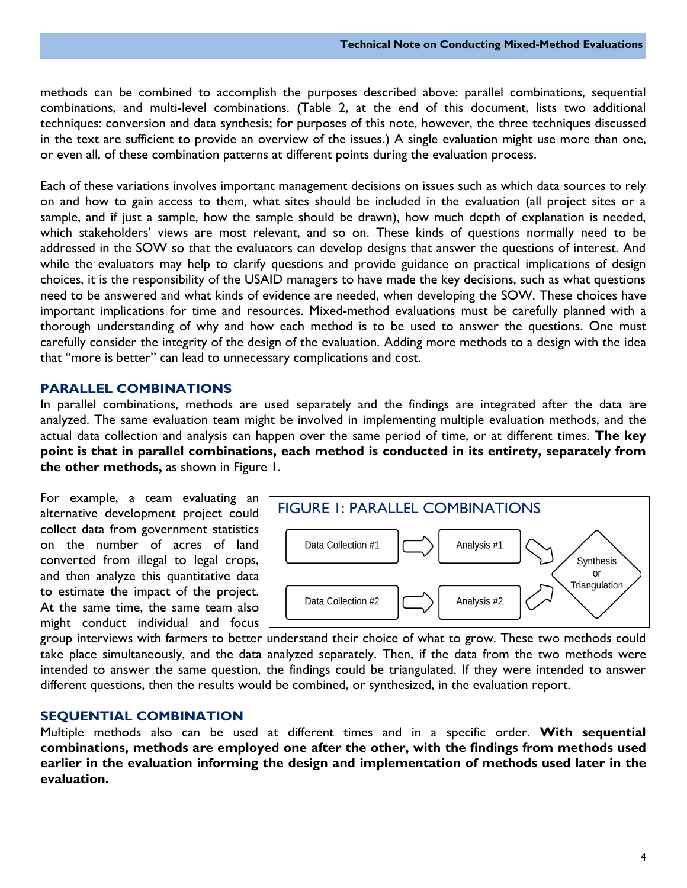methods can be combined to accomplish the purposes described above: parallel combinations, sequential combinations, and multi-level combinations. (Table 2, at the end of this document, lists two additional techniques: conversion and data synthesis; for purposes of this note, however, the three techniques discussed in the text are sufficient to provide an overview of the issues.) A single evaluation might use more than one, or even all, of these combination patterns at different points during the evaluation process.

Each of these variations involves important management decisions on issues such as which data sources to rely on and how to gain access to them, what sites should be included in the evaluation (all project sites or a sample, and if just a sample, how the sample should be drawn), how much depth of explanation is needed, which stakeholders' views are most relevant, and so on. These kinds of questions normally need to be addressed in the SOW so that the evaluators can develop designs that answer the questions of interest. And while the evaluators may help to clarify questions and provide guidance on practical implications of design choices, it is the responsibility of the USAID managers to have made the key decisions, such as what questions need to be answered and what kinds of evidence are needed, when developing the SOW. These choices have important implications for time and resources. Mixed-method evaluations must be carefully planned with a thorough understanding of why and how each method is to be used to answer the questions. One must carefully consider the integrity of the design of the evaluation. Adding more methods to a design with the idea that "more is better" can lead to unnecessary complications and cost.

## PARALLEL COMBINATIONS

In parallel combinations, methods are used separately and the findings are integrated after the data are analyzed. The same evaluation team might be involved in implementing multiple evaluation methods, and the actual data collection and analysis can happen over the same period of time, or at different times. **The key point is that in parallel combinations, each method is conducted in its entirety, separately from the other methods,** as shown in Figure 1.

FIGURE 1: PARALLEL COMBINATIONS

Data Collection #1 → Analysis #1 → Synthesis or Triangulation

Data Collection #2 → Analysis #2 → Synthesis or Triangulation

For example, a team evaluating an alternative development project could collect data from government statistics on the number of acres of land converted from illegal to legal crops, and then analyze this quantitative data to estimate the impact of the project. At the same time, the same team also might conduct individual and focus group interviews with farmers to better understand their choice of what to grow. These two methods could take place simultaneously, and the data analyzed separately. Then, if the data from the two methods were intended to answer the same question, the findings could be triangulated. If they were intended to answer different questions, then the results would be combined, or synthesized, in the evaluation report.

## SEQUENTIAL COMBINATION

Multiple methods also can be used at different times and in a specific order. **With sequential combinations, methods are employed one after the other, with the findings from methods used earlier in the evaluation informing the design and implementation of methods used later in the evaluation.**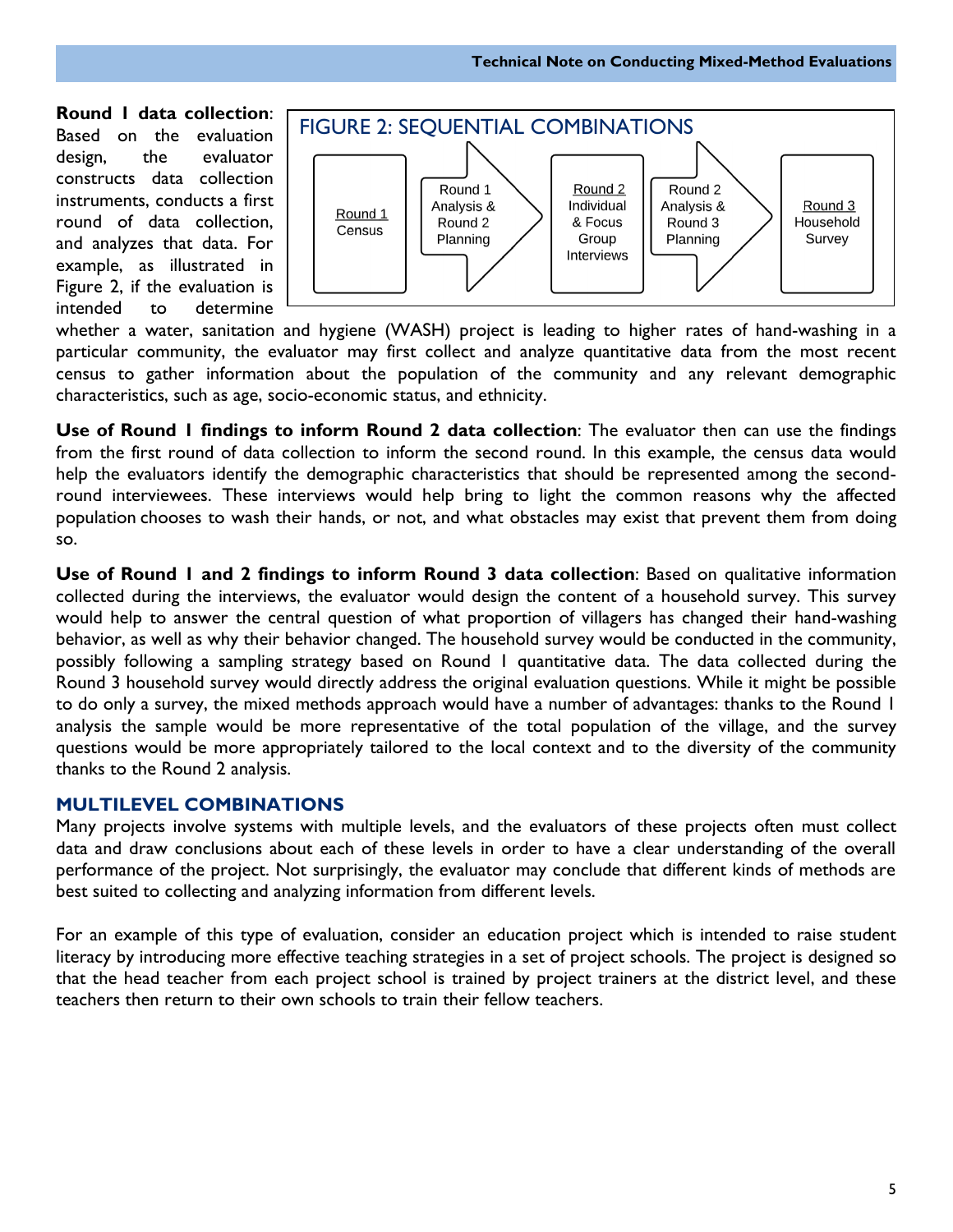**Round 1 data collection**: Based on the evaluation design, the evaluator constructs data collection instruments, conducts a first round of data collection, and analyzes that data. For example, as illustrated in Figure 2, if the evaluation is intended to determine whether a water, sanitation and hygiene (WASH) project is leading to higher rates of hand-washing in a particular community, the evaluator may first collect and analyze quantitative data from the most recent census to gather information about the population of the community and any relevant demographic characteristics, such as age, socio-economic status, and ethnicity.

FIGURE 2: SEQUENTIAL COMBINATIONS

Round 1 Census → Round 1 Analysis & Round 2 Planning → Round 2 Individual & Focus Group Interviews → Round 2 Analysis & Round 3 Planning → Round 3 Household Survey

**Use of Round 1 findings to inform Round 2 data collection**: The evaluator then can use the findings from the first round of data collection to inform the second round. In this example, the census data would help the evaluators identify the demographic characteristics that should be represented among the second-round interviewees. These interviews would help bring to light the common reasons why the affected population chooses to wash their hands, or not, and what obstacles may exist that prevent them from doing so.

**Use of Round 1 and 2 findings to inform Round 3 data collection**: Based on qualitative information collected during the interviews, the evaluator would design the content of a household survey. This survey would help to answer the central question of what proportion of villagers has changed their hand-washing behavior, as well as why their behavior changed. The household survey would be conducted in the community, possibly following a sampling strategy based on Round 1 quantitative data. The data collected during the Round 3 household survey would directly address the original evaluation questions. While it might be possible to do only a survey, the mixed methods approach would have a number of advantages: thanks to the Round 1 analysis the sample would be more representative of the total population of the village, and the survey questions would be more appropriately tailored to the local context and to the diversity of the community thanks to the Round 2 analysis.

## MULTILEVEL COMBINATIONS

Many projects involve systems with multiple levels, and the evaluators of these projects often must collect data and draw conclusions about each of these levels in order to have a clear understanding of the overall performance of the project. Not surprisingly, the evaluator may conclude that different kinds of methods are best suited to collecting and analyzing information from different levels.

For an example of this type of evaluation, consider an education project which is intended to raise student literacy by introducing more effective teaching strategies in a set of project schools. The project is designed so that the head teacher from each project school is trained by project trainers at the district level, and these teachers then return to their own schools to train their fellow teachers.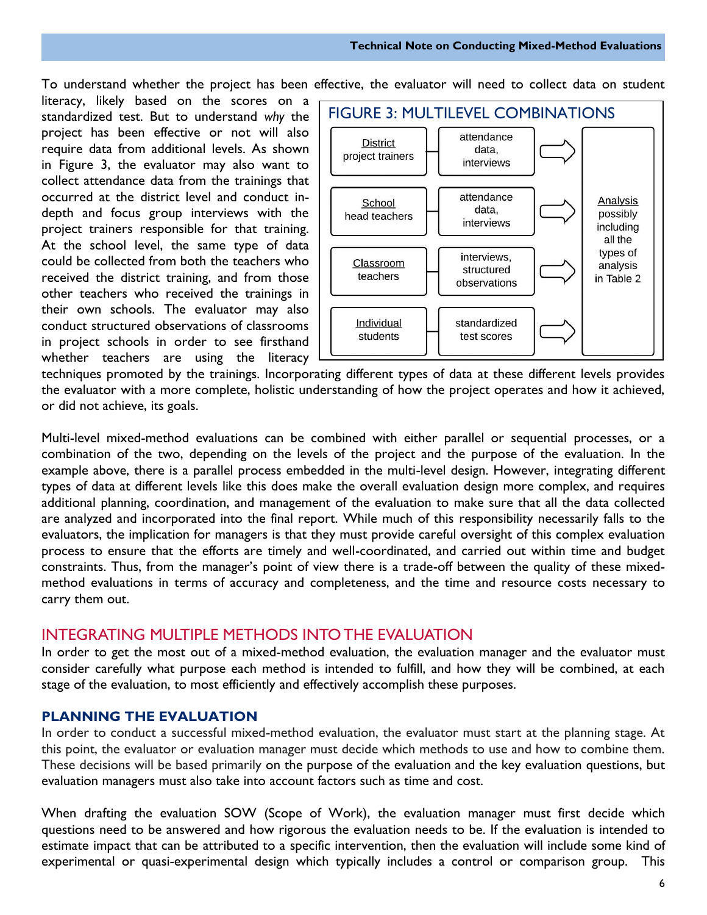To understand whether the project has been effective, the evaluator will need to collect data on student literacy, likely based on the scores on a standardized test. But to understand *why* the project has been effective or not will also require data from additional levels. As shown in Figure 3, the evaluator may also want to collect attendance data from the trainings that occurred at the district level and conduct in-depth and focus group interviews with the project trainers responsible for that training. At the school level, the same type of data could be collected from both the teachers who received the district training, and from those other teachers who received the trainings in their own schools. The evaluator may also conduct structured observations of classrooms in project schools in order to see firsthand whether teachers are using the literacy techniques promoted by the trainings. Incorporating different types of data at these different levels provides the evaluator with a more complete, holistic understanding of how the project operates and how it achieved, or did not achieve, its goals.

FIGURE 3: MULTILEVEL COMBINATIONS

| Level | Data | |
|---|---|---|
| District project trainers | attendance data, interviews | → Analysis possibly including all the types of analysis in Table 2 |
| School head teachers | attendance data, interviews | → |
| Classroom teachers | interviews, structured observations | → |
| Individual students | standardized test scores | → |

Multi-level mixed-method evaluations can be combined with either parallel or sequential processes, or a combination of the two, depending on the levels of the project and the purpose of the evaluation. In the example above, there is a parallel process embedded in the multi-level design. However, integrating different types of data at different levels like this does make the overall evaluation design more complex, and requires additional planning, coordination, and management of the evaluation to make sure that all the data collected are analyzed and incorporated into the final report. While much of this responsibility necessarily falls to the evaluators, the implication for managers is that they must provide careful oversight of this complex evaluation process to ensure that the efforts are timely and well-coordinated, and carried out within time and budget constraints. Thus, from the manager's point of view there is a trade-off between the quality of these mixed-method evaluations in terms of accuracy and completeness, and the time and resource costs necessary to carry them out.

## INTEGRATING MULTIPLE METHODS INTO THE EVALUATION

In order to get the most out of a mixed-method evaluation, the evaluation manager and the evaluator must consider carefully what purpose each method is intended to fulfill, and how they will be combined, at each stage of the evaluation, to most efficiently and effectively accomplish these purposes.

### PLANNING THE EVALUATION

In order to conduct a successful mixed-method evaluation, the evaluator must start at the planning stage. At this point, the evaluator or evaluation manager must decide which methods to use and how to combine them. These decisions will be based primarily on the purpose of the evaluation and the key evaluation questions, but evaluation managers must also take into account factors such as time and cost.

When drafting the evaluation SOW (Scope of Work), the evaluation manager must first decide which questions need to be answered and how rigorous the evaluation needs to be. If the evaluation is intended to estimate impact that can be attributed to a specific intervention, then the evaluation will include some kind of experimental or quasi-experimental design which typically includes a control or comparison group. This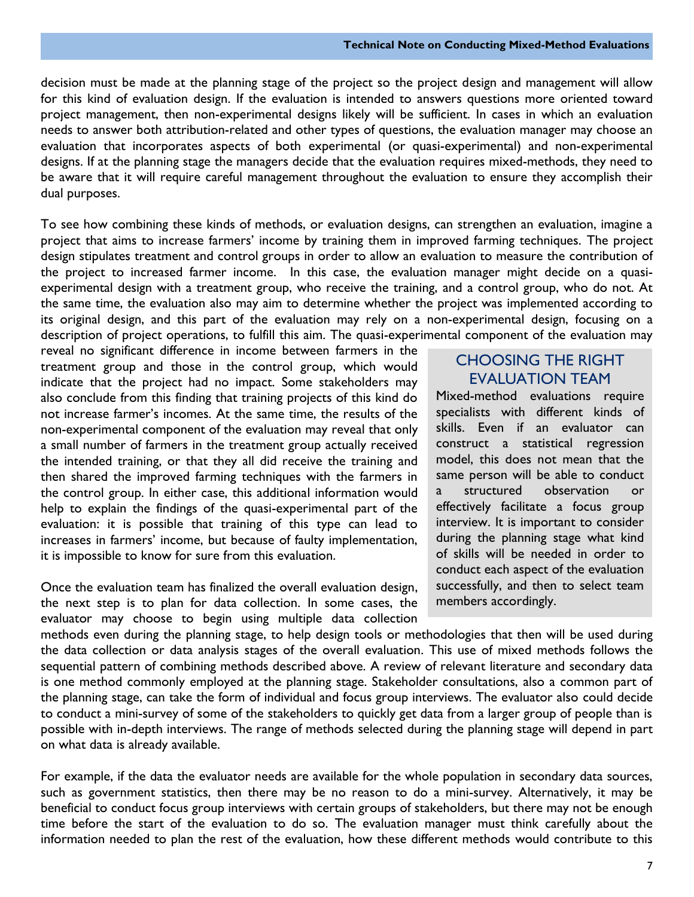decision must be made at the planning stage of the project so the project design and management will allow for this kind of evaluation design. If the evaluation is intended to answers questions more oriented toward project management, then non-experimental designs likely will be sufficient. In cases in which an evaluation needs to answer both attribution-related and other types of questions, the evaluation manager may choose an evaluation that incorporates aspects of both experimental (or quasi-experimental) and non-experimental designs. If at the planning stage the managers decide that the evaluation requires mixed-methods, they need to be aware that it will require careful management throughout the evaluation to ensure they accomplish their dual purposes.

To see how combining these kinds of methods, or evaluation designs, can strengthen an evaluation, imagine a project that aims to increase farmers' income by training them in improved farming techniques. The project design stipulates treatment and control groups in order to allow an evaluation to measure the contribution of the project to increased farmer income. In this case, the evaluation manager might decide on a quasi-experimental design with a treatment group, who receive the training, and a control group, who do not. At the same time, the evaluation also may aim to determine whether the project was implemented according to its original design, and this part of the evaluation may rely on a non-experimental design, focusing on a description of project operations, to fulfill this aim. The quasi-experimental component of the evaluation may reveal no significant difference in income between farmers in the treatment group and those in the control group, which would indicate that the project had no impact. Some stakeholders may also conclude from this finding that training projects of this kind do not increase farmer's incomes. At the same time, the results of the non-experimental component of the evaluation may reveal that only a small number of farmers in the treatment group actually received the intended training, or that they all did receive the training and then shared the improved farming techniques with the farmers in the control group. In either case, this additional information would help to explain the findings of the quasi-experimental part of the evaluation: it is possible that training of this type can lead to increases in farmers' income, but because of faulty implementation, it is impossible to know for sure from this evaluation.

> **CHOOSING THE RIGHT EVALUATION TEAM**
>
> Mixed-method evaluations require specialists with different kinds of skills. Even if an evaluator can construct a statistical regression model, this does not mean that the same person will be able to conduct a structured observation or effectively facilitate a focus group interview. It is important to consider during the planning stage what kind of skills will be needed in order to conduct each aspect of the evaluation successfully, and then to select team members accordingly.

Once the evaluation team has finalized the overall evaluation design, the next step is to plan for data collection. In some cases, the evaluator may choose to begin using multiple data collection methods even during the planning stage, to help design tools or methodologies that then will be used during the data collection or data analysis stages of the overall evaluation. This use of mixed methods follows the sequential pattern of combining methods described above. A review of relevant literature and secondary data is one method commonly employed at the planning stage. Stakeholder consultations, also a common part of the planning stage, can take the form of individual and focus group interviews. The evaluator also could decide to conduct a mini-survey of some of the stakeholders to quickly get data from a larger group of people than is possible with in-depth interviews. The range of methods selected during the planning stage will depend in part on what data is already available.

For example, if the data the evaluator needs are available for the whole population in secondary data sources, such as government statistics, then there may be no reason to do a mini-survey. Alternatively, it may be beneficial to conduct focus group interviews with certain groups of stakeholders, but there may not be enough time before the start of the evaluation to do so. The evaluation manager must think carefully about the information needed to plan the rest of the evaluation, how these different methods would contribute to this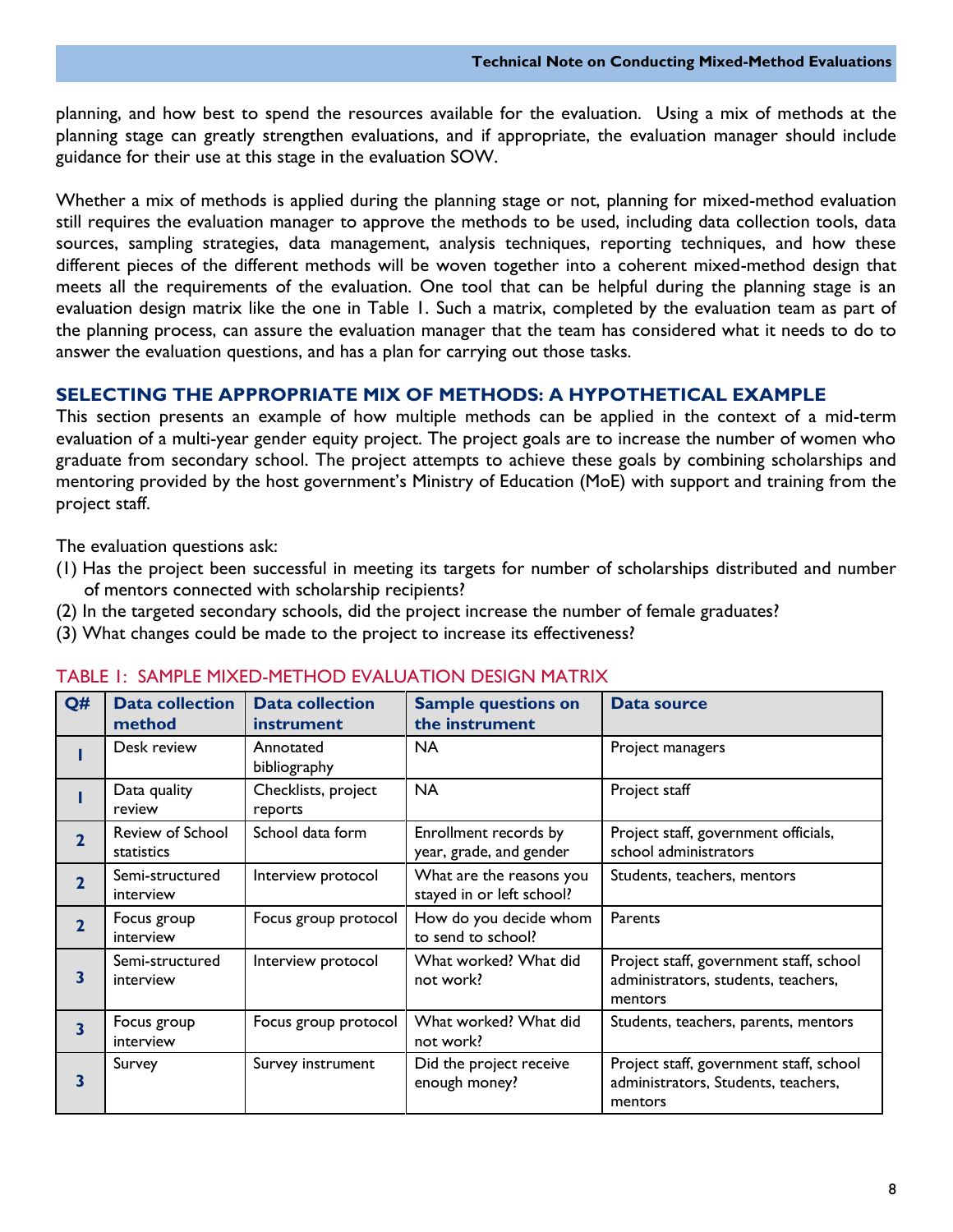planning, and how best to spend the resources available for the evaluation. Using a mix of methods at the planning stage can greatly strengthen evaluations, and if appropriate, the evaluation manager should include guidance for their use at this stage in the evaluation SOW.

Whether a mix of methods is applied during the planning stage or not, planning for mixed-method evaluation still requires the evaluation manager to approve the methods to be used, including data collection tools, data sources, sampling strategies, data management, analysis techniques, reporting techniques, and how these different pieces of the different methods will be woven together into a coherent mixed-method design that meets all the requirements of the evaluation. One tool that can be helpful during the planning stage is an evaluation design matrix like the one in Table 1. Such a matrix, completed by the evaluation team as part of the planning process, can assure the evaluation manager that the team has considered what it needs to do to answer the evaluation questions, and has a plan for carrying out those tasks.

## SELECTING THE APPROPRIATE MIX OF METHODS: A HYPOTHETICAL EXAMPLE

This section presents an example of how multiple methods can be applied in the context of a mid-term evaluation of a multi-year gender equity project. The project goals are to increase the number of women who graduate from secondary school. The project attempts to achieve these goals by combining scholarships and mentoring provided by the host government's Ministry of Education (MoE) with support and training from the project staff.

The evaluation questions ask:

(1) Has the project been successful in meeting its targets for number of scholarships distributed and number of mentors connected with scholarship recipients?

(2) In the targeted secondary schools, did the project increase the number of female graduates?

(3) What changes could be made to the project to increase its effectiveness?

TABLE 1: SAMPLE MIXED-METHOD EVALUATION DESIGN MATRIX

| Q# | Data collection method | Data collection instrument | Sample questions on the instrument | Data source |
|---|---|---|---|---|
| 1 | Desk review | Annotated bibliography | NA | Project managers |
| 1 | Data quality review | Checklists, project reports | NA | Project staff |
| 2 | Review of School statistics | School data form | Enrollment records by year, grade, and gender | Project staff, government officials, school administrators |
| 2 | Semi-structured interview | Interview protocol | What are the reasons you stayed in or left school? | Students, teachers, mentors |
| 2 | Focus group interview | Focus group protocol | How do you decide whom to send to school? | Parents |
| 3 | Semi-structured interview | Interview protocol | What worked? What did not work? | Project staff, government staff, school administrators, students, teachers, mentors |
| 3 | Focus group interview | Focus group protocol | What worked? What did not work? | Students, teachers, parents, mentors |
| 3 | Survey | Survey instrument | Did the project receive enough money? | Project staff, government staff, school administrators, Students, teachers, mentors |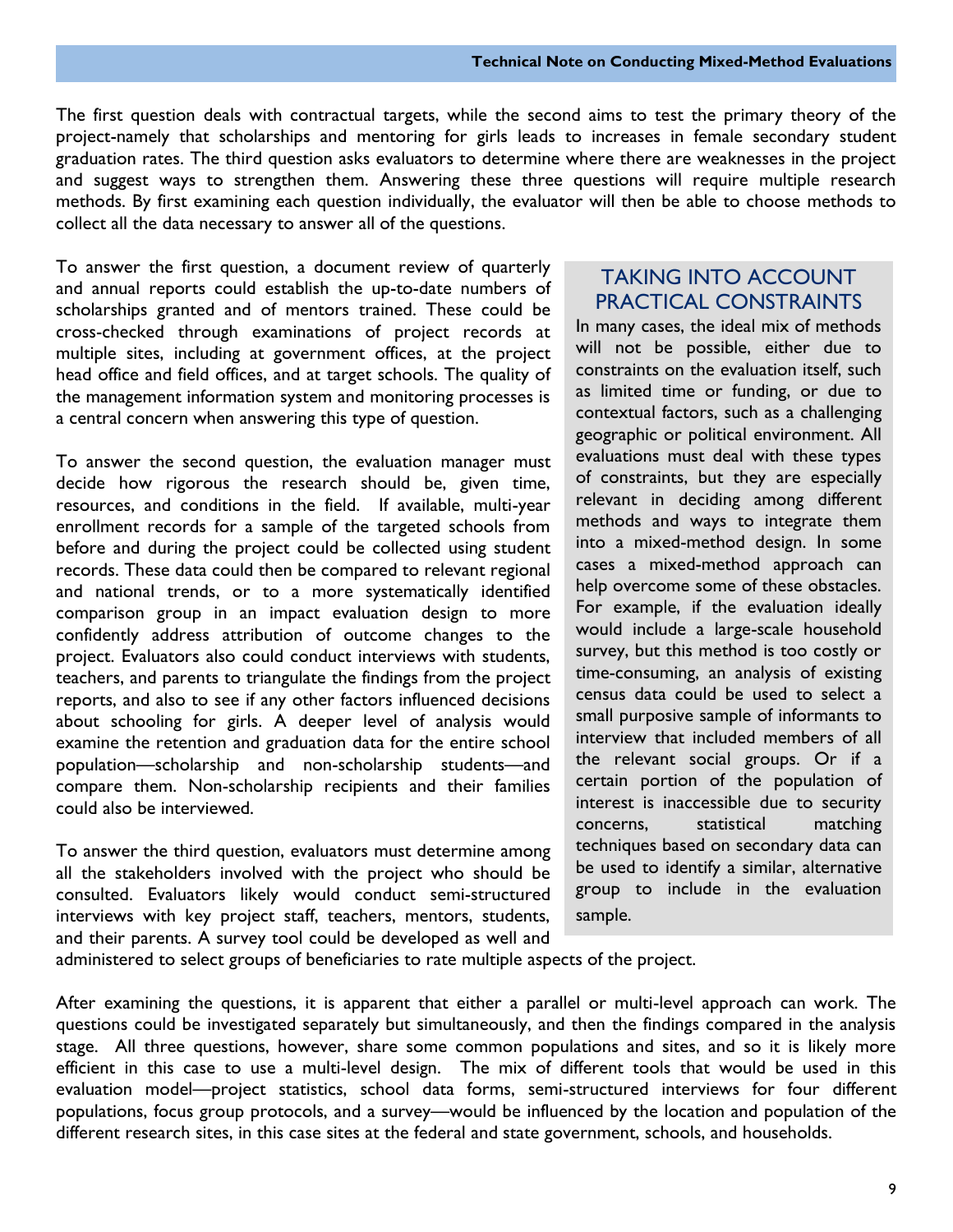The first question deals with contractual targets, while the second aims to test the primary theory of the project-namely that scholarships and mentoring for girls leads to increases in female secondary student graduation rates. The third question asks evaluators to determine where there are weaknesses in the project and suggest ways to strengthen them. Answering these three questions will require multiple research methods. By first examining each question individually, the evaluator will then be able to choose methods to collect all the data necessary to answer all of the questions.

To answer the first question, a document review of quarterly and annual reports could establish the up-to-date numbers of scholarships granted and of mentors trained. These could be cross-checked through examinations of project records at multiple sites, including at government offices, at the project head office and field offices, and at target schools. The quality of the management information system and monitoring processes is a central concern when answering this type of question.

To answer the second question, the evaluation manager must decide how rigorous the research should be, given time, resources, and conditions in the field. If available, multi-year enrollment records for a sample of the targeted schools from before and during the project could be collected using student records. These data could then be compared to relevant regional and national trends, or to a more systematically identified comparison group in an impact evaluation design to more confidently address attribution of outcome changes to the project. Evaluators also could conduct interviews with students, teachers, and parents to triangulate the findings from the project reports, and also to see if any other factors influenced decisions about schooling for girls. A deeper level of analysis would examine the retention and graduation data for the entire school population—scholarship and non-scholarship students—and compare them. Non-scholarship recipients and their families could also be interviewed.

To answer the third question, evaluators must determine among all the stakeholders involved with the project who should be consulted. Evaluators likely would conduct semi-structured interviews with key project staff, teachers, mentors, students, and their parents. A survey tool could be developed as well and administered to select groups of beneficiaries to rate multiple aspects of the project.

> ### TAKING INTO ACCOUNT PRACTICAL CONSTRAINTS
>
> In many cases, the ideal mix of methods will not be possible, either due to constraints on the evaluation itself, such as limited time or funding, or due to contextual factors, such as a challenging geographic or political environment. All evaluations must deal with these types of constraints, but they are especially relevant in deciding among different methods and ways to integrate them into a mixed-method design. In some cases a mixed-method approach can help overcome some of these obstacles. For example, if the evaluation ideally would include a large-scale household survey, but this method is too costly or time-consuming, an analysis of existing census data could be used to select a small purposive sample of informants to interview that included members of all the relevant social groups. Or if a certain portion of the population of interest is inaccessible due to security concerns, statistical matching techniques based on secondary data can be used to identify a similar, alternative group to include in the evaluation sample.

After examining the questions, it is apparent that either a parallel or multi-level approach can work. The questions could be investigated separately but simultaneously, and then the findings compared in the analysis stage. All three questions, however, share some common populations and sites, and so it is likely more efficient in this case to use a multi-level design. The mix of different tools that would be used in this evaluation model—project statistics, school data forms, semi-structured interviews for four different populations, focus group protocols, and a survey—would be influenced by the location and population of the different research sites, in this case sites at the federal and state government, schools, and households.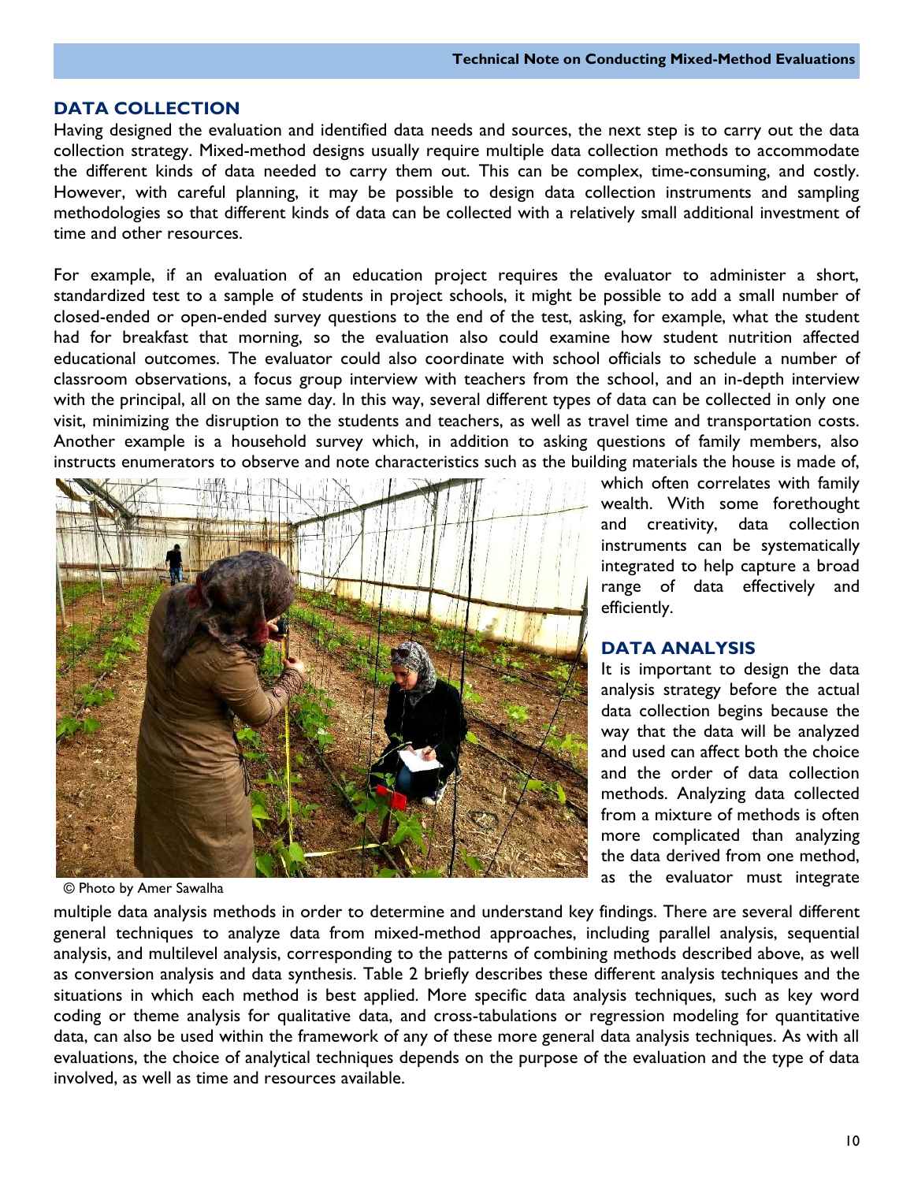## DATA COLLECTION

Having designed the evaluation and identified data needs and sources, the next step is to carry out the data collection strategy. Mixed-method designs usually require multiple data collection methods to accommodate the different kinds of data needed to carry them out. This can be complex, time-consuming, and costly. However, with careful planning, it may be possible to design data collection instruments and sampling methodologies so that different kinds of data can be collected with a relatively small additional investment of time and other resources.

For example, if an evaluation of an education project requires the evaluator to administer a short, standardized test to a sample of students in project schools, it might be possible to add a small number of closed-ended or open-ended survey questions to the end of the test, asking, for example, what the student had for breakfast that morning, so the evaluation also could examine how student nutrition affected educational outcomes. The evaluator could also coordinate with school officials to schedule a number of classroom observations, a focus group interview with teachers from the school, and an in-depth interview with the principal, all on the same day. In this way, several different types of data can be collected in only one visit, minimizing the disruption to the students and teachers, as well as travel time and transportation costs. Another example is a household survey which, in addition to asking questions of family members, also instructs enumerators to observe and note characteristics such as the building materials the house is made of, which often correlates with family wealth. With some forethought and creativity, data collection instruments can be systematically integrated to help capture a broad range of data effectively and efficiently.

© Photo by Amer Sawalha

## DATA ANALYSIS

It is important to design the data analysis strategy before the actual data collection begins because the way that the data will be analyzed and used can affect both the choice and the order of data collection methods. Analyzing data collected from a mixture of methods is often more complicated than analyzing the data derived from one method, as the evaluator must integrate multiple data analysis methods in order to determine and understand key findings. There are several different general techniques to analyze data from mixed-method approaches, including parallel analysis, sequential analysis, and multilevel analysis, corresponding to the patterns of combining methods described above, as well as conversion analysis and data synthesis. Table 2 briefly describes these different analysis techniques and the situations in which each method is best applied. More specific data analysis techniques, such as key word coding or theme analysis for qualitative data, and cross-tabulations or regression modeling for quantitative data, can also be used within the framework of any of these more general data analysis techniques. As with all evaluations, the choice of analytical techniques depends on the purpose of the evaluation and the type of data involved, as well as time and resources available.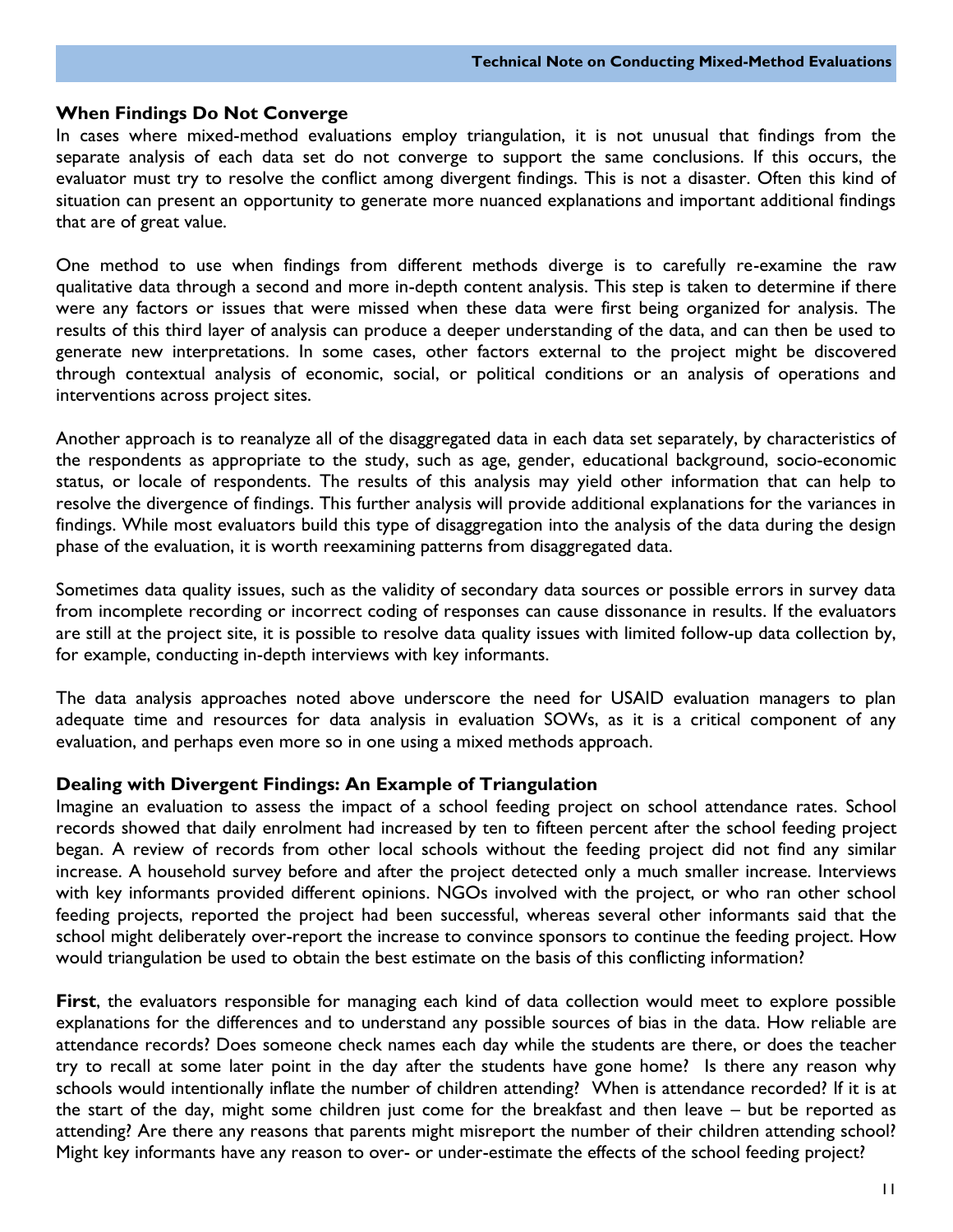## When Findings Do Not Converge

In cases where mixed-method evaluations employ triangulation, it is not unusual that findings from the separate analysis of each data set do not converge to support the same conclusions. If this occurs, the evaluator must try to resolve the conflict among divergent findings. This is not a disaster. Often this kind of situation can present an opportunity to generate more nuanced explanations and important additional findings that are of great value.

One method to use when findings from different methods diverge is to carefully re-examine the raw qualitative data through a second and more in-depth content analysis. This step is taken to determine if there were any factors or issues that were missed when these data were first being organized for analysis. The results of this third layer of analysis can produce a deeper understanding of the data, and can then be used to generate new interpretations. In some cases, other factors external to the project might be discovered through contextual analysis of economic, social, or political conditions or an analysis of operations and interventions across project sites.

Another approach is to reanalyze all of the disaggregated data in each data set separately, by characteristics of the respondents as appropriate to the study, such as age, gender, educational background, socio-economic status, or locale of respondents. The results of this analysis may yield other information that can help to resolve the divergence of findings. This further analysis will provide additional explanations for the variances in findings. While most evaluators build this type of disaggregation into the analysis of the data during the design phase of the evaluation, it is worth reexamining patterns from disaggregated data.

Sometimes data quality issues, such as the validity of secondary data sources or possible errors in survey data from incomplete recording or incorrect coding of responses can cause dissonance in results. If the evaluators are still at the project site, it is possible to resolve data quality issues with limited follow-up data collection by, for example, conducting in-depth interviews with key informants.

The data analysis approaches noted above underscore the need for USAID evaluation managers to plan adequate time and resources for data analysis in evaluation SOWs, as it is a critical component of any evaluation, and perhaps even more so in one using a mixed methods approach.

## Dealing with Divergent Findings: An Example of Triangulation

Imagine an evaluation to assess the impact of a school feeding project on school attendance rates. School records showed that daily enrolment had increased by ten to fifteen percent after the school feeding project began. A review of records from other local schools without the feeding project did not find any similar increase. A household survey before and after the project detected only a much smaller increase. Interviews with key informants provided different opinions. NGOs involved with the project, or who ran other school feeding projects, reported the project had been successful, whereas several other informants said that the school might deliberately over-report the increase to convince sponsors to continue the feeding project. How would triangulation be used to obtain the best estimate on the basis of this conflicting information?

**First**, the evaluators responsible for managing each kind of data collection would meet to explore possible explanations for the differences and to understand any possible sources of bias in the data. How reliable are attendance records? Does someone check names each day while the students are there, or does the teacher try to recall at some later point in the day after the students have gone home? Is there any reason why schools would intentionally inflate the number of children attending? When is attendance recorded? If it is at the start of the day, might some children just come for the breakfast and then leave – but be reported as attending? Are there any reasons that parents might misreport the number of their children attending school? Might key informants have any reason to over- or under-estimate the effects of the school feeding project?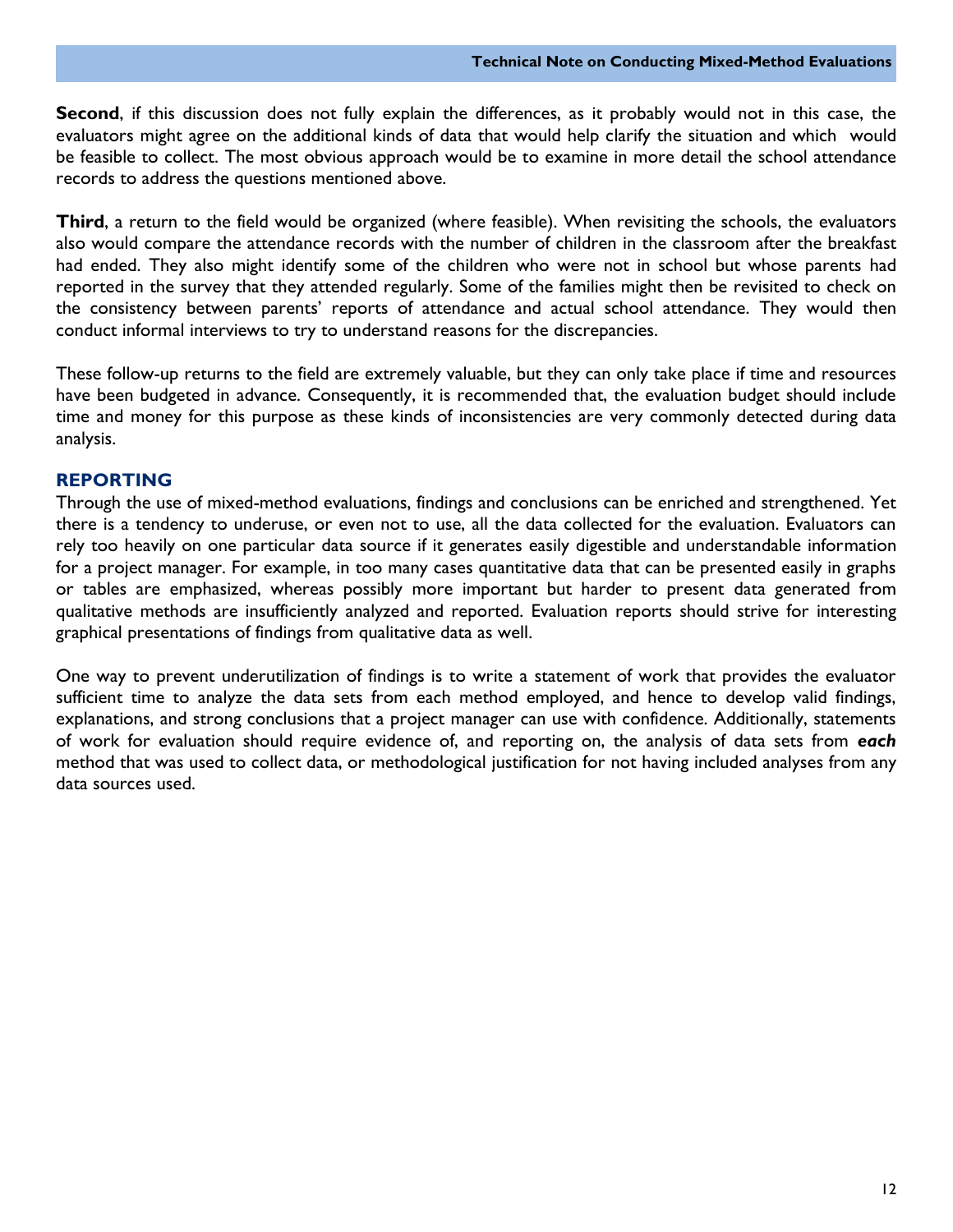**Second**, if this discussion does not fully explain the differences, as it probably would not in this case, the evaluators might agree on the additional kinds of data that would help clarify the situation and which would be feasible to collect. The most obvious approach would be to examine in more detail the school attendance records to address the questions mentioned above.

**Third**, a return to the field would be organized (where feasible). When revisiting the schools, the evaluators also would compare the attendance records with the number of children in the classroom after the breakfast had ended. They also might identify some of the children who were not in school but whose parents had reported in the survey that they attended regularly. Some of the families might then be revisited to check on the consistency between parents' reports of attendance and actual school attendance. They would then conduct informal interviews to try to understand reasons for the discrepancies.

These follow-up returns to the field are extremely valuable, but they can only take place if time and resources have been budgeted in advance. Consequently, it is recommended that, the evaluation budget should include time and money for this purpose as these kinds of inconsistencies are very commonly detected during data analysis.

## REPORTING

Through the use of mixed-method evaluations, findings and conclusions can be enriched and strengthened. Yet there is a tendency to underuse, or even not to use, all the data collected for the evaluation. Evaluators can rely too heavily on one particular data source if it generates easily digestible and understandable information for a project manager. For example, in too many cases quantitative data that can be presented easily in graphs or tables are emphasized, whereas possibly more important but harder to present data generated from qualitative methods are insufficiently analyzed and reported. Evaluation reports should strive for interesting graphical presentations of findings from qualitative data as well.

One way to prevent underutilization of findings is to write a statement of work that provides the evaluator sufficient time to analyze the data sets from each method employed, and hence to develop valid findings, explanations, and strong conclusions that a project manager can use with confidence. Additionally, statements of work for evaluation should require evidence of, and reporting on, the analysis of data sets from ***each*** method that was used to collect data, or methodological justification for not having included analyses from any data sources used.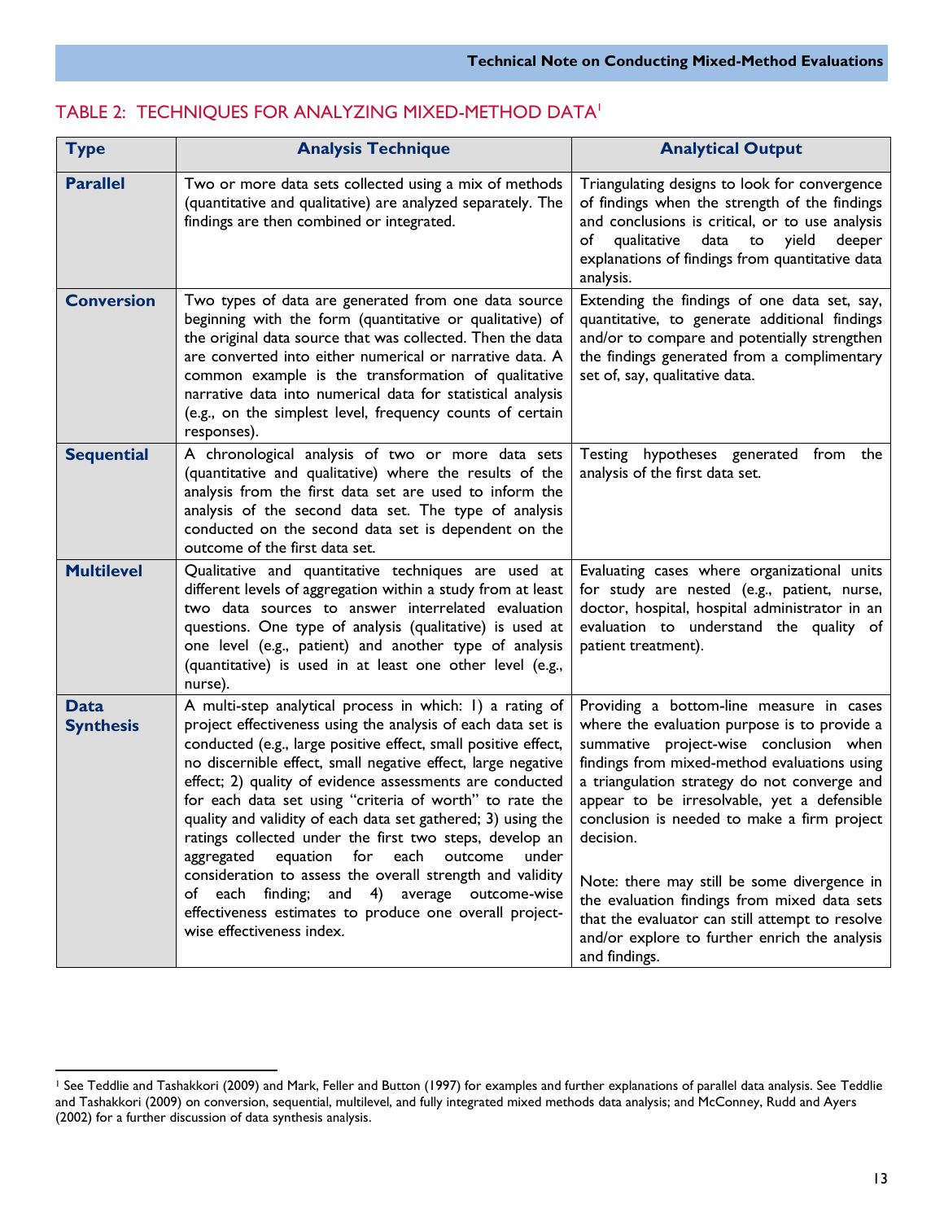## TABLE 2: TECHNIQUES FOR ANALYZING MIXED-METHOD DATA[1]

| Type | Analysis Technique | Analytical Output |
|---|---|---|
| **Parallel** | Two or more data sets collected using a mix of methods (quantitative and qualitative) are analyzed separately. The findings are then combined or integrated. | Triangulating designs to look for convergence of findings when the strength of the findings and conclusions is critical, or to use analysis of qualitative data to yield deeper explanations of findings from quantitative data analysis. |
| **Conversion** | Two types of data are generated from one data source beginning with the form (quantitative or qualitative) of the original data source that was collected. Then the data are converted into either numerical or narrative data. A common example is the transformation of qualitative narrative data into numerical data for statistical analysis (e.g., on the simplest level, frequency counts of certain responses). | Extending the findings of one data set, say, quantitative, to generate additional findings and/or to compare and potentially strengthen the findings generated from a complimentary set of, say, qualitative data. |
| **Sequential** | A chronological analysis of two or more data sets (quantitative and qualitative) where the results of the analysis from the first data set are used to inform the analysis of the second data set. The type of analysis conducted on the second data set is dependent on the outcome of the first data set. | Testing hypotheses generated from the analysis of the first data set. |
| **Multilevel** | Qualitative and quantitative techniques are used at different levels of aggregation within a study from at least two data sources to answer interrelated evaluation questions. One type of analysis (qualitative) is used at one level (e.g., patient) and another type of analysis (quantitative) is used in at least one other level (e.g., nurse). | Evaluating cases where organizational units for study are nested (e.g., patient, nurse, doctor, hospital, hospital administrator in an evaluation to understand the quality of patient treatment). |
| **Data Synthesis** | A multi-step analytical process in which: 1) a rating of project effectiveness using the analysis of each data set is conducted (e.g., large positive effect, small positive effect, no discernible effect, small negative effect, large negative effect; 2) quality of evidence assessments are conducted for each data set using "criteria of worth" to rate the quality and validity of each data set gathered; 3) using the ratings collected under the first two steps, develop an aggregated equation for each outcome under consideration to assess the overall strength and validity of each finding; and 4) average outcome-wise effectiveness estimates to produce one overall project-wise effectiveness index. | Providing a bottom-line measure in cases where the evaluation purpose is to provide a summative project-wise conclusion when findings from mixed-method evaluations using a triangulation strategy do not converge and appear to be irresolvable, yet a defensible conclusion is needed to make a firm project decision.<br><br>Note: there may still be some divergence in the evaluation findings from mixed data sets that the evaluator can still attempt to resolve and/or explore to further enrich the analysis and findings. |

[1] See Teddlie and Tashakkori (2009) and Mark, Feller and Button (1997) for examples and further explanations of parallel data analysis. See Teddlie and Tashakkori (2009) on conversion, sequential, multilevel, and fully integrated mixed methods data analysis; and McConney, Rudd and Ayers (2002) for a further discussion of data synthesis analysis.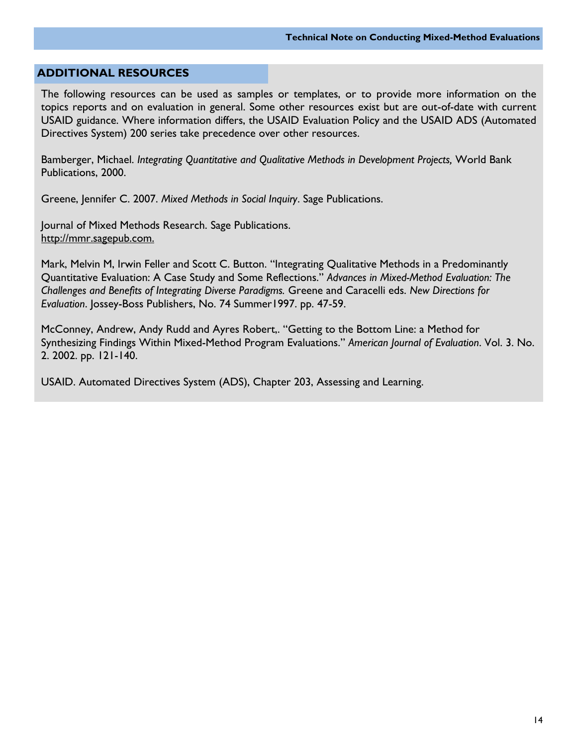## ADDITIONAL RESOURCES

The following resources can be used as samples or templates, or to provide more information on the topics reports and on evaluation in general. Some other resources exist but are out-of-date with current USAID guidance. Where information differs, the USAID Evaluation Policy and the USAID ADS (Automated Directives System) 200 series take precedence over other resources.

Bamberger, Michael. *Integrating Quantitative and Qualitative Methods in Development Projects,* World Bank Publications, 2000.

Greene, Jennifer C. 2007. *Mixed Methods in Social Inquiry*. Sage Publications.

Journal of Mixed Methods Research. Sage Publications.
http://mmr.sagepub.com.

Mark, Melvin M, Irwin Feller and Scott C. Button. "Integrating Qualitative Methods in a Predominantly Quantitative Evaluation: A Case Study and Some Reflections." *Advances in Mixed-Method Evaluation: The Challenges and Benefits of Integrating Diverse Paradigms.* Greene and Caracelli eds. *New Directions for Evaluation*. Jossey-Boss Publishers, No. 74 Summer1997. pp. 47-59.

McConney, Andrew, Andy Rudd and Ayres Robert,. "Getting to the Bottom Line: a Method for Synthesizing Findings Within Mixed-Method Program Evaluations." *American Journal of Evaluation*. Vol. 3. No. 2. 2002. pp. 121-140.

USAID. Automated Directives System (ADS), Chapter 203, Assessing and Learning.